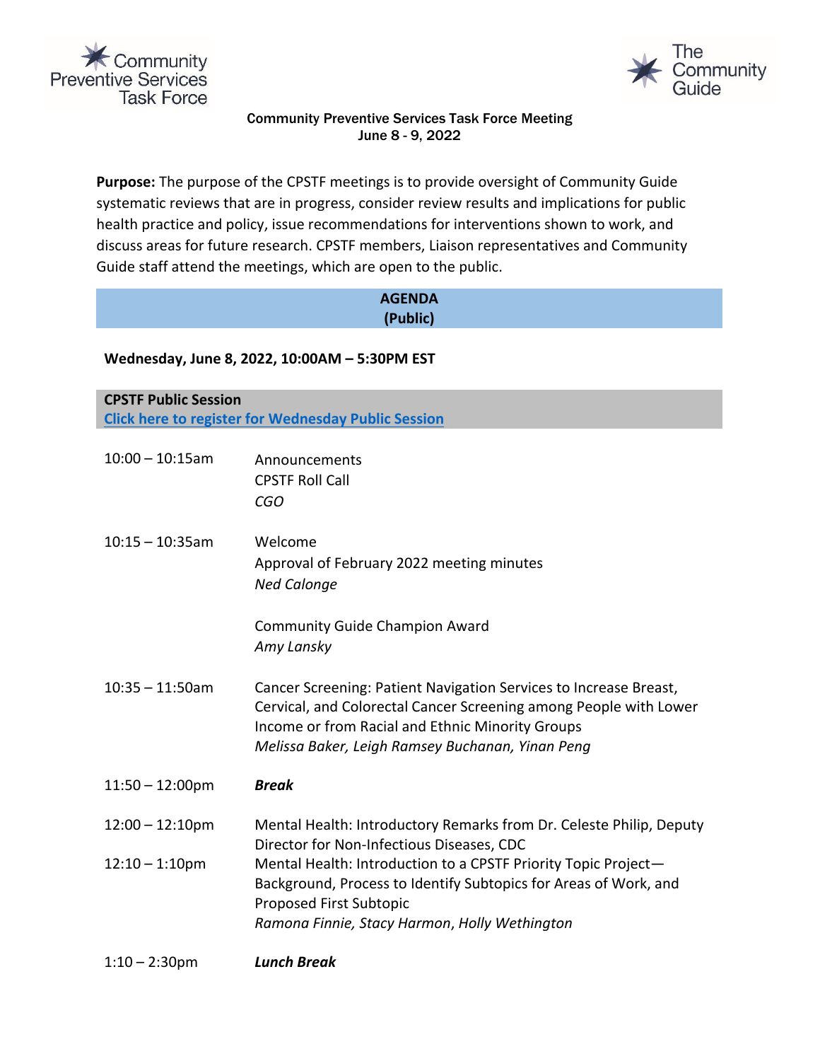Community Preventive Services Task Force

The Community Guide

# Community Preventive Services Task Force Meeting
June 8 - 9, 2022

**Purpose:** The purpose of the CPSTF meetings is to provide oversight of Community Guide systematic reviews that are in progress, consider review results and implications for public health practice and policy, issue recommendations for interventions shown to work, and discuss areas for future research. CPSTF members, Liaison representatives and Community Guide staff attend the meetings, which are open to the public.

## AGENDA
## (Public)

### Wednesday, June 8, 2022, 10:00AM – 5:30PM EST

**CPSTF Public Session**
[Click here to register for Wednesday Public Session]

| | |
|---|---|
| 10:00 – 10:15am | Announcements<br>CPSTF Roll Call<br>*CGO* |
| 10:15 – 10:35am | Welcome<br>Approval of February 2022 meeting minutes<br>*Ned Calonge*<br><br>Community Guide Champion Award<br>*Amy Lansky* |
| 10:35 – 11:50am | Cancer Screening: Patient Navigation Services to Increase Breast, Cervical, and Colorectal Cancer Screening among People with Lower Income or from Racial and Ethnic Minority Groups<br>*Melissa Baker, Leigh Ramsey Buchanan, Yinan Peng* |
| 11:50 – 12:00pm | ***Break*** |
| 12:00 – 12:10pm | Mental Health: Introductory Remarks from Dr. Celeste Philip, Deputy Director for Non-Infectious Diseases, CDC |
| 12:10 – 1:10pm | Mental Health: Introduction to a CPSTF Priority Topic Project—Background, Process to Identify Subtopics for Areas of Work, and Proposed First Subtopic<br>*Ramona Finnie, Stacy Harmon, Holly Wethington* |
| 1:10 – 2:30pm | ***Lunch Break*** |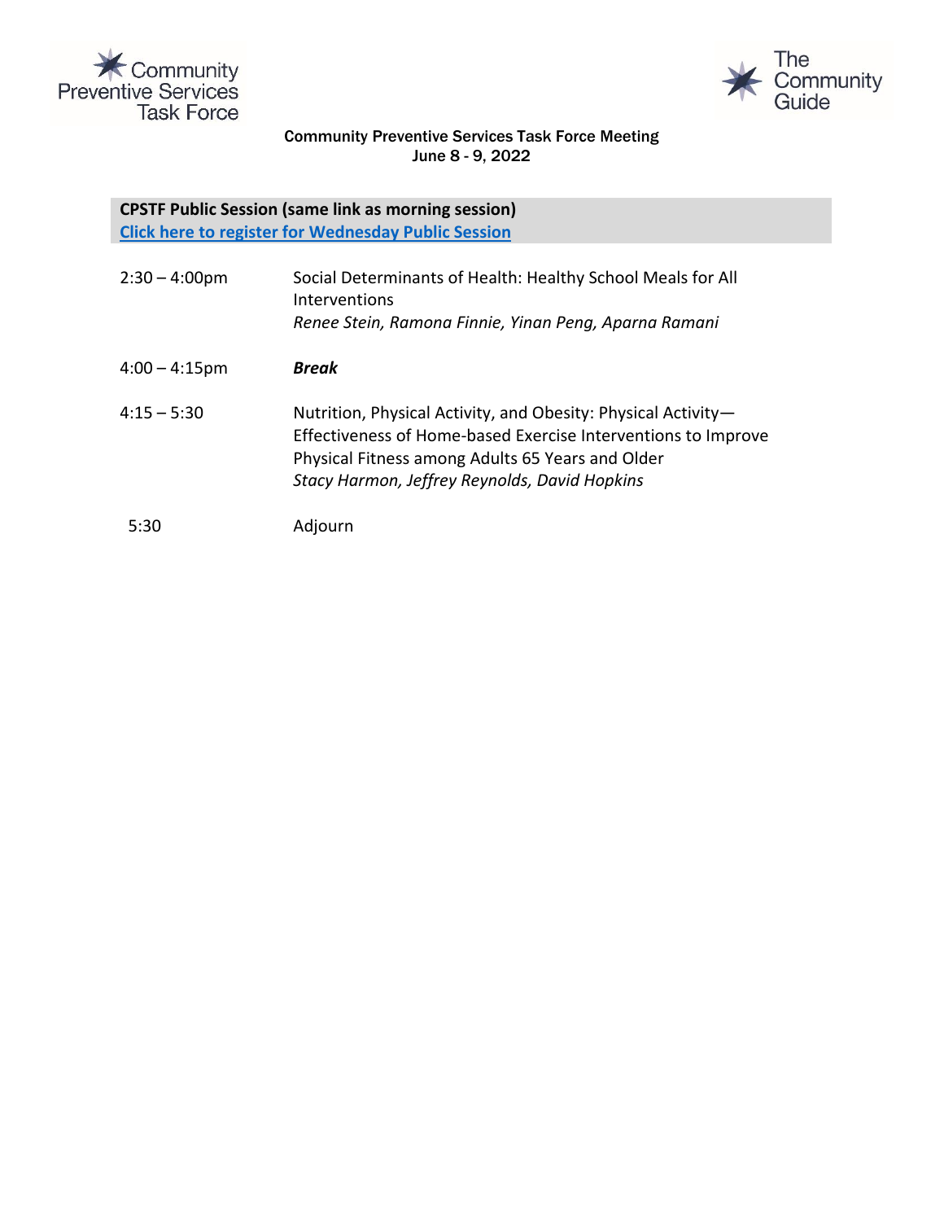Community Preventive Services Task Force Meeting
June 8 - 9, 2022

**CPSTF Public Session (same link as morning session)**
**Click here to register for Wednesday Public Session**

| | |
|---|---|
| 2:30 – 4:00pm | Social Determinants of Health: Healthy School Meals for All Interventions<br>*Renee Stein, Ramona Finnie, Yinan Peng, Aparna Ramani* |
| 4:00 – 4:15pm | ***Break*** |
| 4:15 – 5:30 | Nutrition, Physical Activity, and Obesity: Physical Activity—Effectiveness of Home-based Exercise Interventions to Improve Physical Fitness among Adults 65 Years and Older<br>*Stacy Harmon, Jeffrey Reynolds, David Hopkins* |
| 5:30 | Adjourn |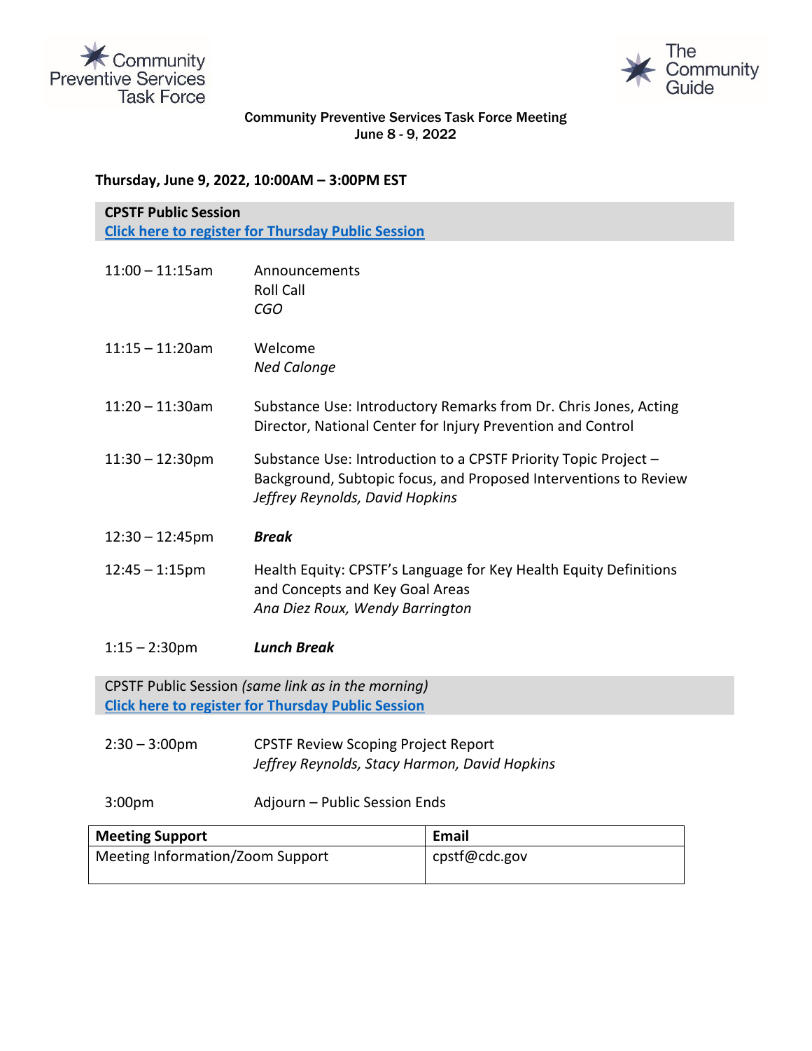Community Preventive Services Task Force

The Community Guide

**Community Preventive Services Task Force Meeting**
**June 8 - 9, 2022**

**Thursday, June 9, 2022, 10:00AM – 3:00PM EST**

**CPSTF Public Session**
**Click here to register for Thursday Public Session**

| | |
|---|---|
| 11:00 – 11:15am | Announcements<br>Roll Call<br>*CGO* |
| 11:15 – 11:20am | Welcome<br>*Ned Calonge* |
| 11:20 – 11:30am | Substance Use: Introductory Remarks from Dr. Chris Jones, Acting Director, National Center for Injury Prevention and Control |
| 11:30 – 12:30pm | Substance Use: Introduction to a CPSTF Priority Topic Project – Background, Subtopic focus, and Proposed Interventions to Review<br>*Jeffrey Reynolds, David Hopkins* |
| 12:30 – 12:45pm | ***Break*** |
| 12:45 – 1:15pm | Health Equity: CPSTF's Language for Key Health Equity Definitions and Concepts and Key Goal Areas<br>*Ana Diez Roux, Wendy Barrington* |
| 1:15 – 2:30pm | ***Lunch Break*** |

CPSTF Public Session *(same link as in the morning)*
**Click here to register for Thursday Public Session**

| | |
|---|---|
| 2:30 – 3:00pm | CPSTF Review Scoping Project Report<br>*Jeffrey Reynolds, Stacy Harmon, David Hopkins* |
| 3:00pm | Adjourn – Public Session Ends |

| Meeting Support | Email |
|---|---|
| Meeting Information/Zoom Support | cpstf@cdc.gov |